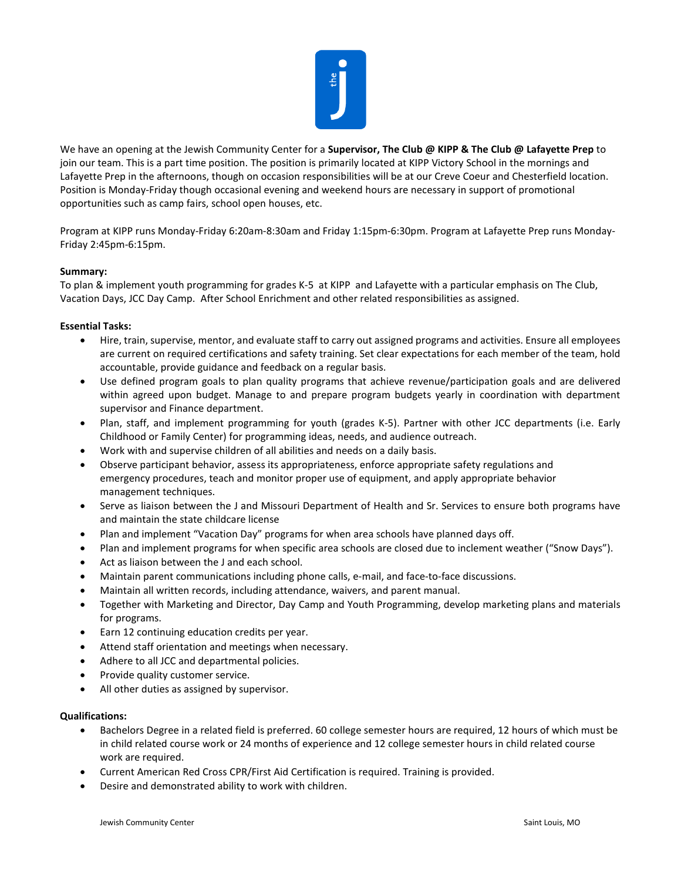We have an opening at the Jewish Community Center for a **Supervisor, The Club @ KIPP & The Club @ Lafayette Prep** to join our team. This is a part time position. The position is primarily located at KIPP Victory School in the mornings and Lafayette Prep in the afternoons, though on occasion responsibilities will be at our Creve Coeur and Chesterfield location. Position is Monday-Friday though occasional evening and weekend hours are necessary in support of promotional opportunities such as camp fairs, school open houses, etc.

Program at KIPP runs Monday-Friday 6:20am-8:30am and Friday 1:15pm-6:30pm. Program at Lafayette Prep runs Monday-Friday 2:45pm-6:15pm.

**Summary:**
To plan & implement youth programming for grades K-5 at KIPP and Lafayette with a particular emphasis on The Club, Vacation Days, JCC Day Camp. After School Enrichment and other related responsibilities as assigned.

**Essential Tasks:**

- Hire, train, supervise, mentor, and evaluate staff to carry out assigned programs and activities. Ensure all employees are current on required certifications and safety training. Set clear expectations for each member of the team, hold accountable, provide guidance and feedback on a regular basis.
- Use defined program goals to plan quality programs that achieve revenue/participation goals and are delivered within agreed upon budget. Manage to and prepare program budgets yearly in coordination with department supervisor and Finance department.
- Plan, staff, and implement programming for youth (grades K-5). Partner with other JCC departments (i.e. Early Childhood or Family Center) for programming ideas, needs, and audience outreach.
- Work with and supervise children of all abilities and needs on a daily basis.
- Observe participant behavior, assess its appropriateness, enforce appropriate safety regulations and emergency procedures, teach and monitor proper use of equipment, and apply appropriate behavior management techniques.
- Serve as liaison between the J and Missouri Department of Health and Sr. Services to ensure both programs have and maintain the state childcare license
- Plan and implement "Vacation Day" programs for when area schools have planned days off.
- Plan and implement programs for when specific area schools are closed due to inclement weather ("Snow Days").
- Act as liaison between the J and each school.
- Maintain parent communications including phone calls, e-mail, and face-to-face discussions.
- Maintain all written records, including attendance, waivers, and parent manual.
- Together with Marketing and Director, Day Camp and Youth Programming, develop marketing plans and materials for programs.
- Earn 12 continuing education credits per year.
- Attend staff orientation and meetings when necessary.
- Adhere to all JCC and departmental policies.
- Provide quality customer service.
- All other duties as assigned by supervisor.

**Qualifications:**

- Bachelors Degree in a related field is preferred. 60 college semester hours are required, 12 hours of which must be in child related course work or 24 months of experience and 12 college semester hours in child related course work are required.
- Current American Red Cross CPR/First Aid Certification is required. Training is provided.
- Desire and demonstrated ability to work with children.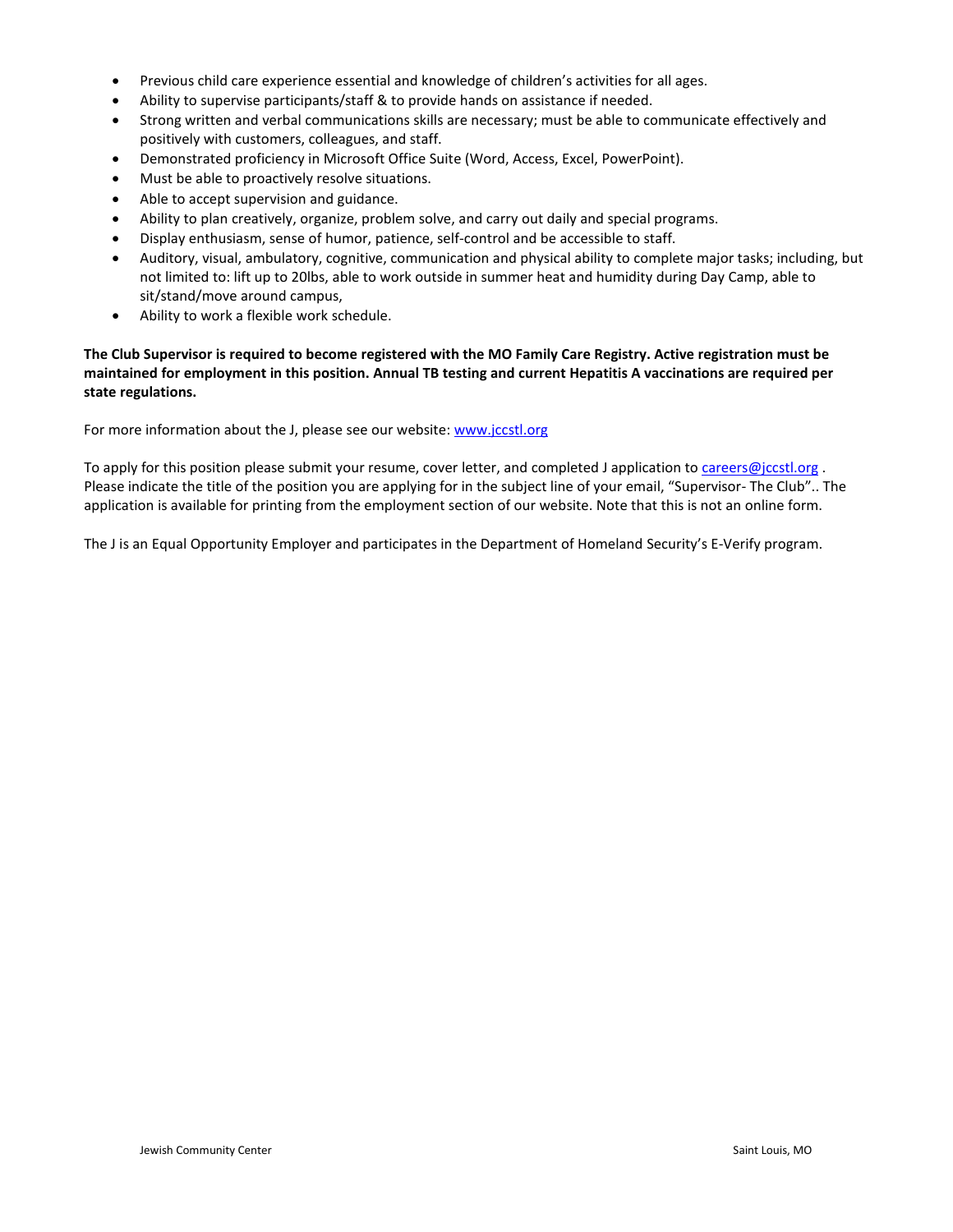- Previous child care experience essential and knowledge of children's activities for all ages.
- Ability to supervise participants/staff & to provide hands on assistance if needed.
- Strong written and verbal communications skills are necessary; must be able to communicate effectively and positively with customers, colleagues, and staff.
- Demonstrated proficiency in Microsoft Office Suite (Word, Access, Excel, PowerPoint).
- Must be able to proactively resolve situations.
- Able to accept supervision and guidance.
- Ability to plan creatively, organize, problem solve, and carry out daily and special programs.
- Display enthusiasm, sense of humor, patience, self-control and be accessible to staff.
- Auditory, visual, ambulatory, cognitive, communication and physical ability to complete major tasks; including, but not limited to: lift up to 20lbs, able to work outside in summer heat and humidity during Day Camp, able to sit/stand/move around campus,
- Ability to work a flexible work schedule.

**The Club Supervisor is required to become registered with the MO Family Care Registry. Active registration must be maintained for employment in this position. Annual TB testing and current Hepatitis A vaccinations are required per state regulations.**

For more information about the J, please see our website: www.jccstl.org

To apply for this position please submit your resume, cover letter, and completed J application to careers@jccstl.org . Please indicate the title of the position you are applying for in the subject line of your email, "Supervisor- The Club".. The application is available for printing from the employment section of our website. Note that this is not an online form.

The J is an Equal Opportunity Employer and participates in the Department of Homeland Security's E-Verify program.